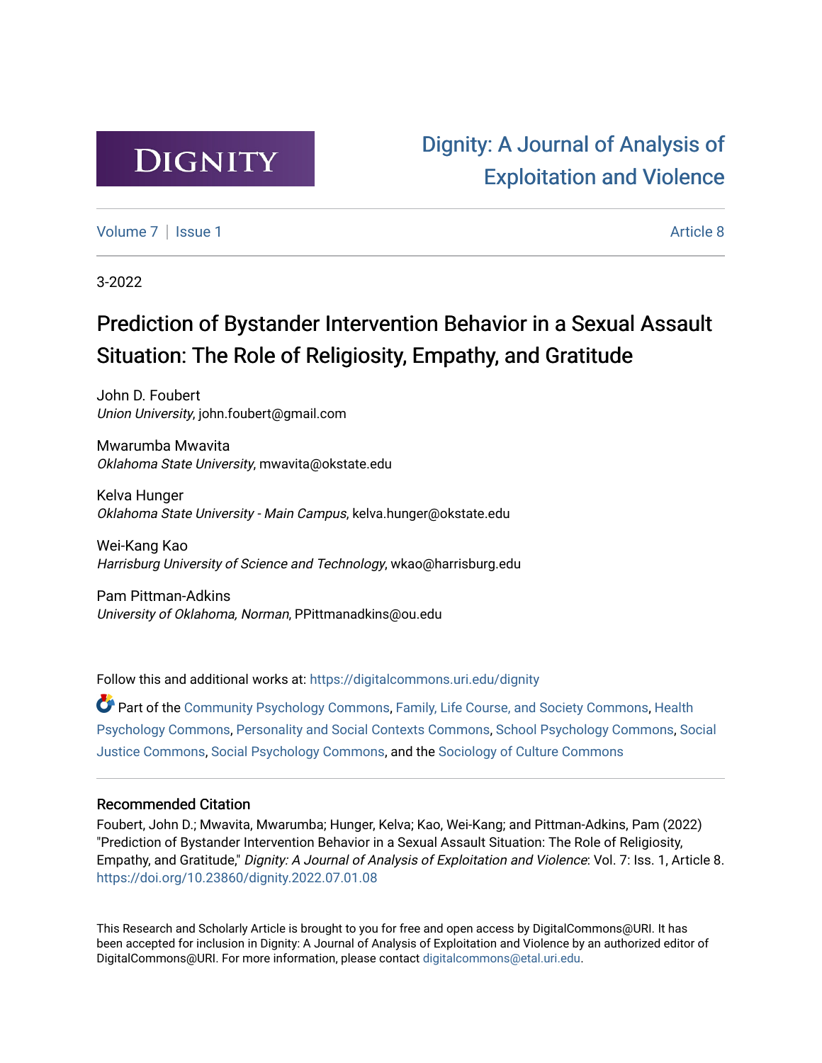DIGNITY

Dignity: A Journal of Analysis of Exploitation and Violence

Volume 7 | Issue 1 Article 8

3-2022

# Prediction of Bystander Intervention Behavior in a Sexual Assault Situation: The Role of Religiosity, Empathy, and Gratitude

John D. Foubert
*Union University*, john.foubert@gmail.com

Mwarumba Mwavita
*Oklahoma State University*, mwavita@okstate.edu

Kelva Hunger
*Oklahoma State University - Main Campus*, kelva.hunger@okstate.edu

Wei-Kang Kao
*Harrisburg University of Science and Technology*, wkao@harrisburg.edu

Pam Pittman-Adkins
*University of Oklahoma, Norman*, PPittmanadkins@ou.edu

Follow this and additional works at: https://digitalcommons.uri.edu/dignity

Part of the Community Psychology Commons, Family, Life Course, and Society Commons, Health Psychology Commons, Personality and Social Contexts Commons, School Psychology Commons, Social Justice Commons, Social Psychology Commons, and the Sociology of Culture Commons

## Recommended Citation

Foubert, John D.; Mwavita, Mwarumba; Hunger, Kelva; Kao, Wei-Kang; and Pittman-Adkins, Pam (2022) "Prediction of Bystander Intervention Behavior in a Sexual Assault Situation: The Role of Religiosity, Empathy, and Gratitude," *Dignity: A Journal of Analysis of Exploitation and Violence*: Vol. 7: Iss. 1, Article 8.
https://doi.org/10.23860/dignity.2022.07.01.08

This Research and Scholarly Article is brought to you for free and open access by DigitalCommons@URI. It has been accepted for inclusion in Dignity: A Journal of Analysis of Exploitation and Violence by an authorized editor of DigitalCommons@URI. For more information, please contact digitalcommons@etal.uri.edu.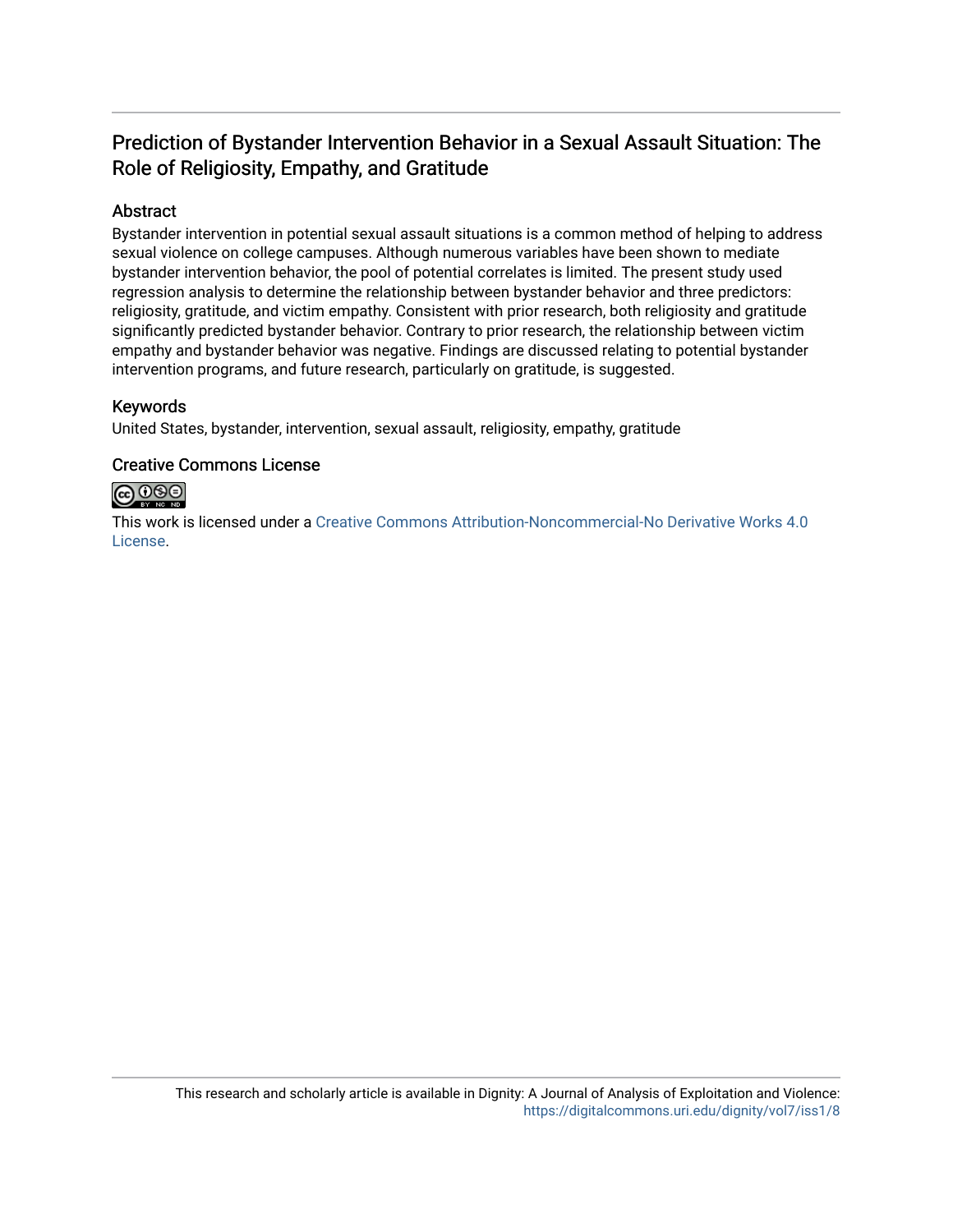# Prediction of Bystander Intervention Behavior in a Sexual Assault Situation: The Role of Religiosity, Empathy, and Gratitude

## Abstract

Bystander intervention in potential sexual assault situations is a common method of helping to address sexual violence on college campuses. Although numerous variables have been shown to mediate bystander intervention behavior, the pool of potential correlates is limited. The present study used regression analysis to determine the relationship between bystander behavior and three predictors: religiosity, gratitude, and victim empathy. Consistent with prior research, both religiosity and gratitude significantly predicted bystander behavior. Contrary to prior research, the relationship between victim empathy and bystander behavior was negative. Findings are discussed relating to potential bystander intervention programs, and future research, particularly on gratitude, is suggested.

## Keywords

United States, bystander, intervention, sexual assault, religiosity, empathy, gratitude

## Creative Commons License

This work is licensed under a Creative Commons Attribution-Noncommercial-No Derivative Works 4.0 License.

This research and scholarly article is available in Dignity: A Journal of Analysis of Exploitation and Violence: https://digitalcommons.uri.edu/dignity/vol7/iss1/8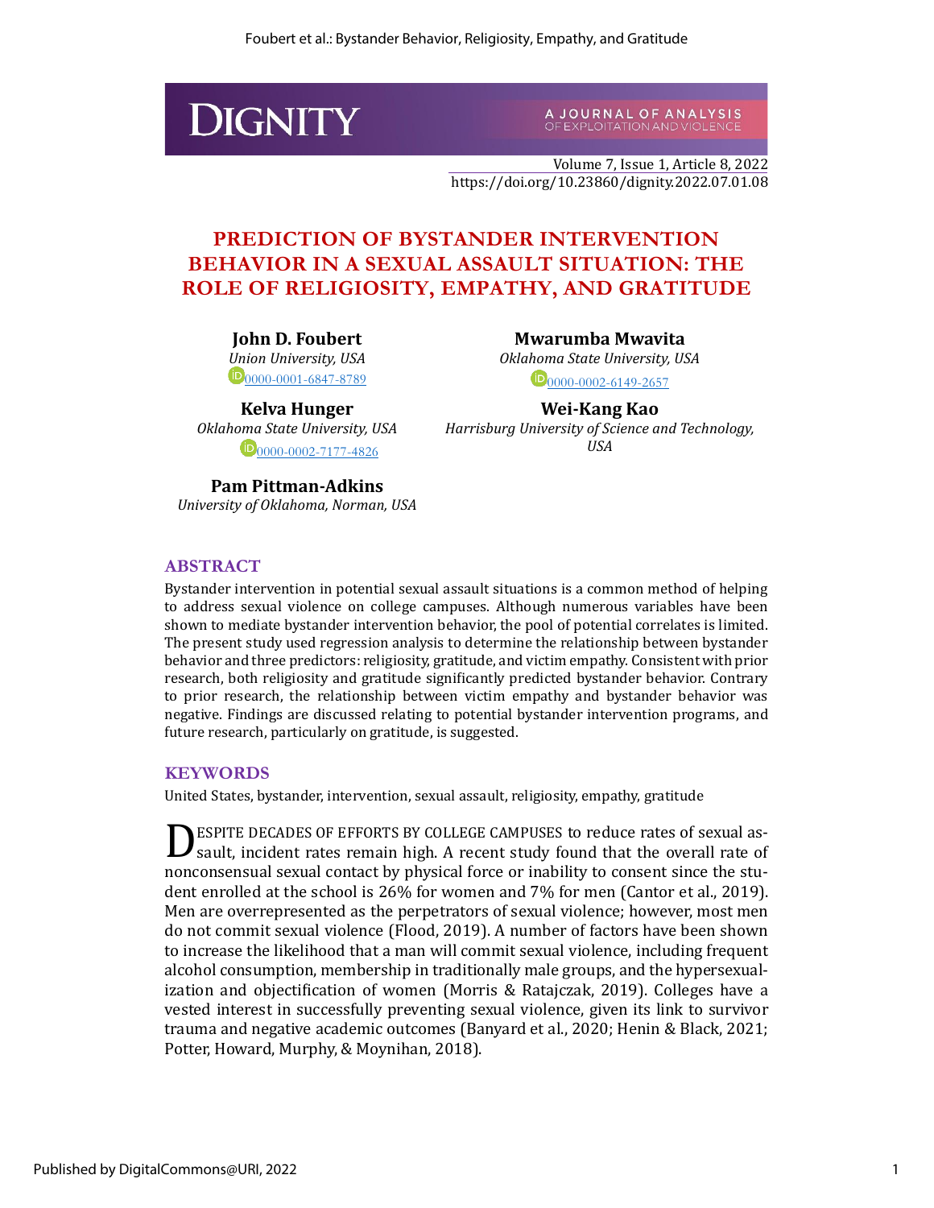# PREDICTION OF BYSTANDER INTERVENTION BEHAVIOR IN A SEXUAL ASSAULT SITUATION: THE ROLE OF RELIGIOSITY, EMPATHY, AND GRATITUDE

**John D. Foubert**
*Union University, USA*
0000-0001-6847-8789

**Mwarumba Mwavita**
*Oklahoma State University, USA*
0000-0002-6149-2657

**Kelva Hunger**
*Oklahoma State University, USA*
0000-0002-7177-4826

**Wei-Kang Kao**
*Harrisburg University of Science and Technology, USA*

**Pam Pittman-Adkins**
*University of Oklahoma, Norman, USA*

## ABSTRACT

Bystander intervention in potential sexual assault situations is a common method of helping to address sexual violence on college campuses. Although numerous variables have been shown to mediate bystander intervention behavior, the pool of potential correlates is limited. The present study used regression analysis to determine the relationship between bystander behavior and three predictors: religiosity, gratitude, and victim empathy. Consistent with prior research, both religiosity and gratitude significantly predicted bystander behavior. Contrary to prior research, the relationship between victim empathy and bystander behavior was negative. Findings are discussed relating to potential bystander intervention programs, and future research, particularly on gratitude, is suggested.

## KEYWORDS

United States, bystander, intervention, sexual assault, religiosity, empathy, gratitude

DESPITE DECADES OF EFFORTS BY COLLEGE CAMPUSES to reduce rates of sexual assault, incident rates remain high. A recent study found that the overall rate of nonconsensual sexual contact by physical force or inability to consent since the student enrolled at the school is 26% for women and 7% for men (Cantor et al., 2019). Men are overrepresented as the perpetrators of sexual violence; however, most men do not commit sexual violence (Flood, 2019). A number of factors have been shown to increase the likelihood that a man will commit sexual violence, including frequent alcohol consumption, membership in traditionally male groups, and the hypersexualization and objectification of women (Morris & Ratajczak, 2019). Colleges have a vested interest in successfully preventing sexual violence, given its link to survivor trauma and negative academic outcomes (Banyard et al., 2020; Henin & Black, 2021; Potter, Howard, Murphy, & Moynihan, 2018).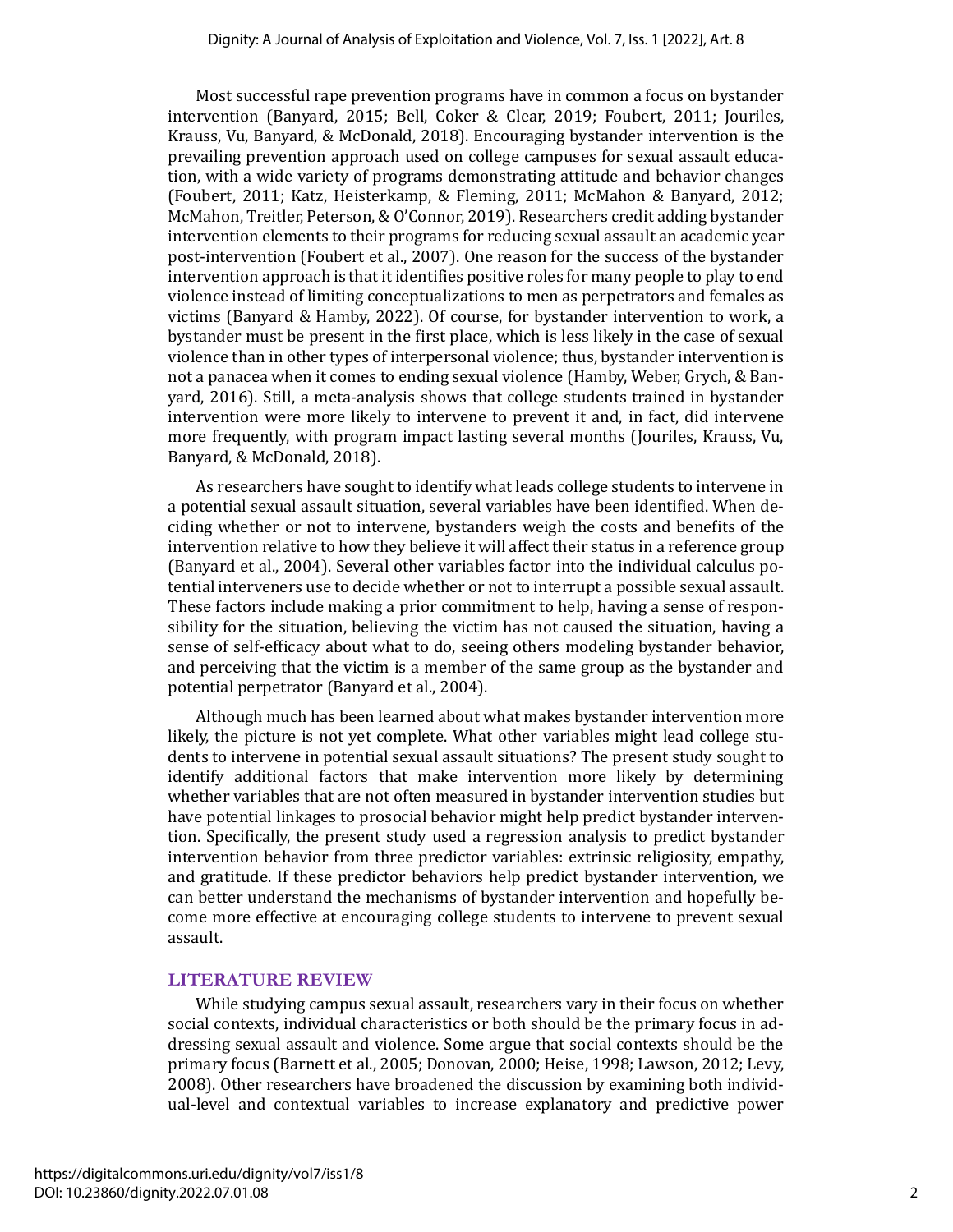Most successful rape prevention programs have in common a focus on bystander intervention (Banyard, 2015; Bell, Coker & Clear, 2019; Foubert, 2011; Jouriles, Krauss, Vu, Banyard, & McDonald, 2018). Encouraging bystander intervention is the prevailing prevention approach used on college campuses for sexual assault education, with a wide variety of programs demonstrating attitude and behavior changes (Foubert, 2011; Katz, Heisterkamp, & Fleming, 2011; McMahon & Banyard, 2012; McMahon, Treitler, Peterson, & O'Connor, 2019). Researchers credit adding bystander intervention elements to their programs for reducing sexual assault an academic year post-intervention (Foubert et al., 2007). One reason for the success of the bystander intervention approach is that it identifies positive roles for many people to play to end violence instead of limiting conceptualizations to men as perpetrators and females as victims (Banyard & Hamby, 2022). Of course, for bystander intervention to work, a bystander must be present in the first place, which is less likely in the case of sexual violence than in other types of interpersonal violence; thus, bystander intervention is not a panacea when it comes to ending sexual violence (Hamby, Weber, Grych, & Banyard, 2016). Still, a meta-analysis shows that college students trained in bystander intervention were more likely to intervene to prevent it and, in fact, did intervene more frequently, with program impact lasting several months (Jouriles, Krauss, Vu, Banyard, & McDonald, 2018).

As researchers have sought to identify what leads college students to intervene in a potential sexual assault situation, several variables have been identified. When deciding whether or not to intervene, bystanders weigh the costs and benefits of the intervention relative to how they believe it will affect their status in a reference group (Banyard et al., 2004). Several other variables factor into the individual calculus potential interveners use to decide whether or not to interrupt a possible sexual assault. These factors include making a prior commitment to help, having a sense of responsibility for the situation, believing the victim has not caused the situation, having a sense of self-efficacy about what to do, seeing others modeling bystander behavior, and perceiving that the victim is a member of the same group as the bystander and potential perpetrator (Banyard et al., 2004).

Although much has been learned about what makes bystander intervention more likely, the picture is not yet complete. What other variables might lead college students to intervene in potential sexual assault situations? The present study sought to identify additional factors that make intervention more likely by determining whether variables that are not often measured in bystander intervention studies but have potential linkages to prosocial behavior might help predict bystander intervention. Specifically, the present study used a regression analysis to predict bystander intervention behavior from three predictor variables: extrinsic religiosity, empathy, and gratitude. If these predictor behaviors help predict bystander intervention, we can better understand the mechanisms of bystander intervention and hopefully become more effective at encouraging college students to intervene to prevent sexual assault.

## LITERATURE REVIEW

While studying campus sexual assault, researchers vary in their focus on whether social contexts, individual characteristics or both should be the primary focus in addressing sexual assault and violence. Some argue that social contexts should be the primary focus (Barnett et al., 2005; Donovan, 2000; Heise, 1998; Lawson, 2012; Levy, 2008). Other researchers have broadened the discussion by examining both individual-level and contextual variables to increase explanatory and predictive power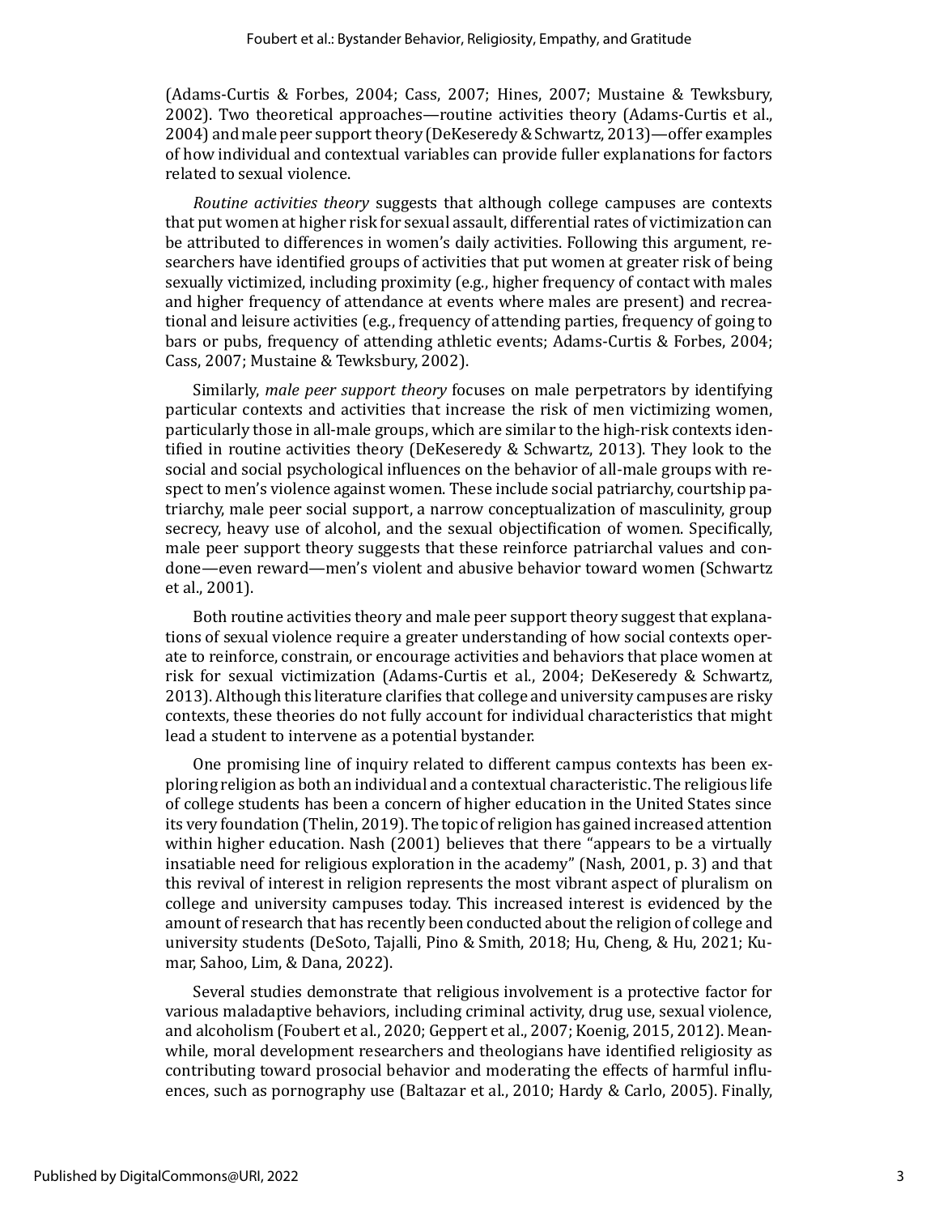(Adams-Curtis & Forbes, 2004; Cass, 2007; Hines, 2007; Mustaine & Tewksbury, 2002). Two theoretical approaches—routine activities theory (Adams-Curtis et al., 2004) and male peer support theory (DeKeseredy & Schwartz, 2013)—offer examples of how individual and contextual variables can provide fuller explanations for factors related to sexual violence.

*Routine activities theory* suggests that although college campuses are contexts that put women at higher risk for sexual assault, differential rates of victimization can be attributed to differences in women's daily activities. Following this argument, researchers have identified groups of activities that put women at greater risk of being sexually victimized, including proximity (e.g., higher frequency of contact with males and higher frequency of attendance at events where males are present) and recreational and leisure activities (e.g., frequency of attending parties, frequency of going to bars or pubs, frequency of attending athletic events; Adams-Curtis & Forbes, 2004; Cass, 2007; Mustaine & Tewksbury, 2002).

Similarly, *male peer support theory* focuses on male perpetrators by identifying particular contexts and activities that increase the risk of men victimizing women, particularly those in all-male groups, which are similar to the high-risk contexts identified in routine activities theory (DeKeseredy & Schwartz, 2013). They look to the social and social psychological influences on the behavior of all-male groups with respect to men's violence against women. These include social patriarchy, courtship patriarchy, male peer social support, a narrow conceptualization of masculinity, group secrecy, heavy use of alcohol, and the sexual objectification of women. Specifically, male peer support theory suggests that these reinforce patriarchal values and condone—even reward—men's violent and abusive behavior toward women (Schwartz et al., 2001).

Both routine activities theory and male peer support theory suggest that explanations of sexual violence require a greater understanding of how social contexts operate to reinforce, constrain, or encourage activities and behaviors that place women at risk for sexual victimization (Adams-Curtis et al., 2004; DeKeseredy & Schwartz, 2013). Although this literature clarifies that college and university campuses are risky contexts, these theories do not fully account for individual characteristics that might lead a student to intervene as a potential bystander.

One promising line of inquiry related to different campus contexts has been exploring religion as both an individual and a contextual characteristic. The religious life of college students has been a concern of higher education in the United States since its very foundation (Thelin, 2019). The topic of religion has gained increased attention within higher education. Nash (2001) believes that there "appears to be a virtually insatiable need for religious exploration in the academy" (Nash, 2001, p. 3) and that this revival of interest in religion represents the most vibrant aspect of pluralism on college and university campuses today. This increased interest is evidenced by the amount of research that has recently been conducted about the religion of college and university students (DeSoto, Tajalli, Pino & Smith, 2018; Hu, Cheng, & Hu, 2021; Kumar, Sahoo, Lim, & Dana, 2022).

Several studies demonstrate that religious involvement is a protective factor for various maladaptive behaviors, including criminal activity, drug use, sexual violence, and alcoholism (Foubert et al., 2020; Geppert et al., 2007; Koenig, 2015, 2012). Meanwhile, moral development researchers and theologians have identified religiosity as contributing toward prosocial behavior and moderating the effects of harmful influences, such as pornography use (Baltazar et al., 2010; Hardy & Carlo, 2005). Finally,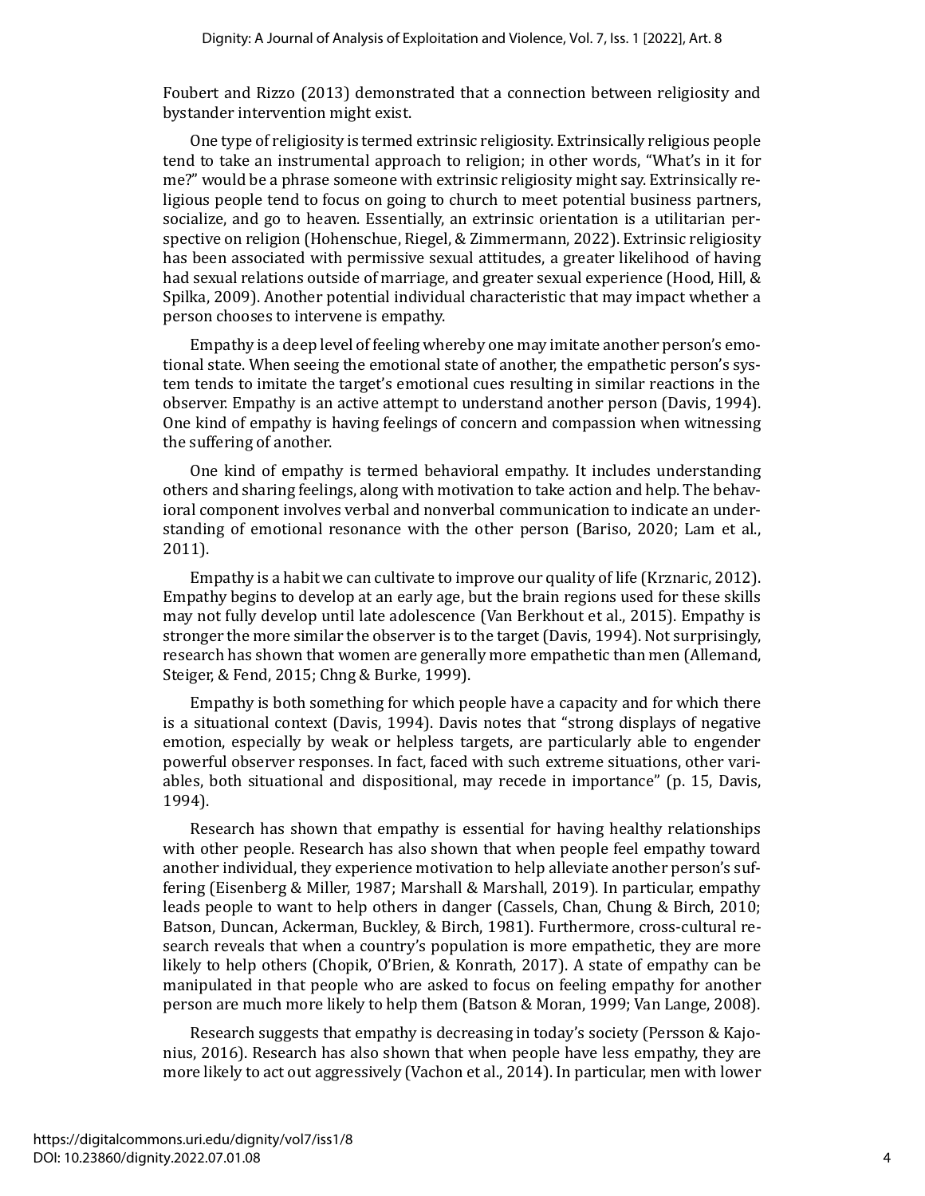Foubert and Rizzo (2013) demonstrated that a connection between religiosity and bystander intervention might exist.

One type of religiosity is termed extrinsic religiosity. Extrinsically religious people tend to take an instrumental approach to religion; in other words, "What's in it for me?" would be a phrase someone with extrinsic religiosity might say. Extrinsically religious people tend to focus on going to church to meet potential business partners, socialize, and go to heaven. Essentially, an extrinsic orientation is a utilitarian perspective on religion (Hohenschue, Riegel, & Zimmermann, 2022). Extrinsic religiosity has been associated with permissive sexual attitudes, a greater likelihood of having had sexual relations outside of marriage, and greater sexual experience (Hood, Hill, & Spilka, 2009). Another potential individual characteristic that may impact whether a person chooses to intervene is empathy.

Empathy is a deep level of feeling whereby one may imitate another person's emotional state. When seeing the emotional state of another, the empathetic person's system tends to imitate the target's emotional cues resulting in similar reactions in the observer. Empathy is an active attempt to understand another person (Davis, 1994). One kind of empathy is having feelings of concern and compassion when witnessing the suffering of another.

One kind of empathy is termed behavioral empathy. It includes understanding others and sharing feelings, along with motivation to take action and help. The behavioral component involves verbal and nonverbal communication to indicate an understanding of emotional resonance with the other person (Bariso, 2020; Lam et al., 2011).

Empathy is a habit we can cultivate to improve our quality of life (Krznaric, 2012). Empathy begins to develop at an early age, but the brain regions used for these skills may not fully develop until late adolescence (Van Berkhout et al., 2015). Empathy is stronger the more similar the observer is to the target (Davis, 1994). Not surprisingly, research has shown that women are generally more empathetic than men (Allemand, Steiger, & Fend, 2015; Chng & Burke, 1999).

Empathy is both something for which people have a capacity and for which there is a situational context (Davis, 1994). Davis notes that "strong displays of negative emotion, especially by weak or helpless targets, are particularly able to engender powerful observer responses. In fact, faced with such extreme situations, other variables, both situational and dispositional, may recede in importance" (p. 15, Davis, 1994).

Research has shown that empathy is essential for having healthy relationships with other people. Research has also shown that when people feel empathy toward another individual, they experience motivation to help alleviate another person's suffering (Eisenberg & Miller, 1987; Marshall & Marshall, 2019). In particular, empathy leads people to want to help others in danger (Cassels, Chan, Chung & Birch, 2010; Batson, Duncan, Ackerman, Buckley, & Birch, 1981). Furthermore, cross-cultural research reveals that when a country's population is more empathetic, they are more likely to help others (Chopik, O'Brien, & Konrath, 2017). A state of empathy can be manipulated in that people who are asked to focus on feeling empathy for another person are much more likely to help them (Batson & Moran, 1999; Van Lange, 2008).

Research suggests that empathy is decreasing in today's society (Persson & Kajonius, 2016). Research has also shown that when people have less empathy, they are more likely to act out aggressively (Vachon et al., 2014). In particular, men with lower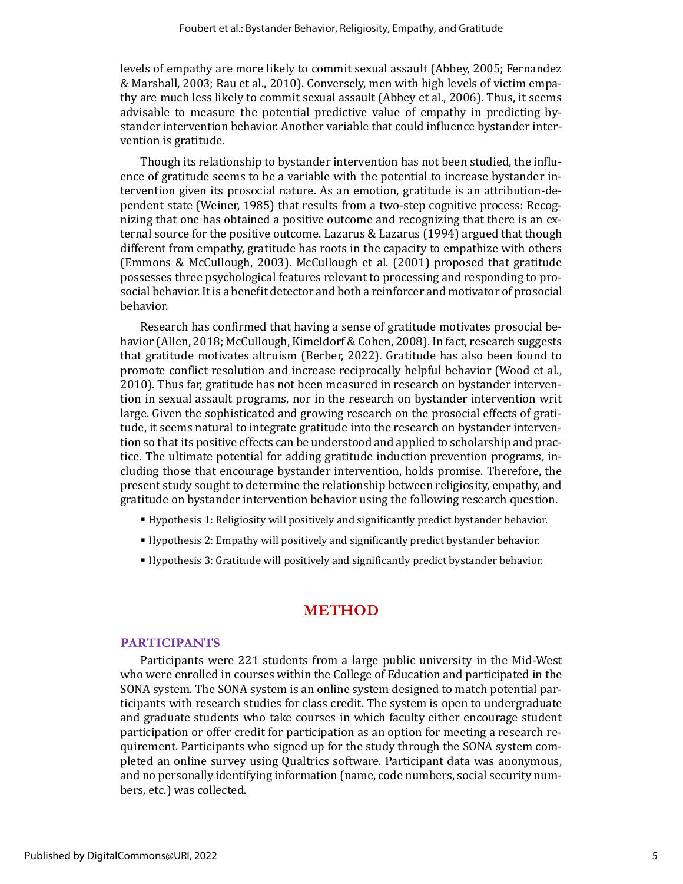levels of empathy are more likely to commit sexual assault (Abbey, 2005; Fernandez & Marshall, 2003; Rau et al., 2010). Conversely, men with high levels of victim empathy are much less likely to commit sexual assault (Abbey et al., 2006). Thus, it seems advisable to measure the potential predictive value of empathy in predicting bystander intervention behavior. Another variable that could influence bystander intervention is gratitude.

Though its relationship to bystander intervention has not been studied, the influence of gratitude seems to be a variable with the potential to increase bystander intervention given its prosocial nature. As an emotion, gratitude is an attribution-dependent state (Weiner, 1985) that results from a two-step cognitive process: Recognizing that one has obtained a positive outcome and recognizing that there is an external source for the positive outcome. Lazarus & Lazarus (1994) argued that though different from empathy, gratitude has roots in the capacity to empathize with others (Emmons & McCullough, 2003). McCullough et al. (2001) proposed that gratitude possesses three psychological features relevant to processing and responding to prosocial behavior. It is a benefit detector and both a reinforcer and motivator of prosocial behavior.

Research has confirmed that having a sense of gratitude motivates prosocial behavior (Allen, 2018; McCullough, Kimeldorf & Cohen, 2008). In fact, research suggests that gratitude motivates altruism (Berber, 2022). Gratitude has also been found to promote conflict resolution and increase reciprocally helpful behavior (Wood et al., 2010). Thus far, gratitude has not been measured in research on bystander intervention in sexual assault programs, nor in the research on bystander intervention writ large. Given the sophisticated and growing research on the prosocial effects of gratitude, it seems natural to integrate gratitude into the research on bystander intervention so that its positive effects can be understood and applied to scholarship and practice. The ultimate potential for adding gratitude induction prevention programs, including those that encourage bystander intervention, holds promise. Therefore, the present study sought to determine the relationship between religiosity, empathy, and gratitude on bystander intervention behavior using the following research question.

- Hypothesis 1: Religiosity will positively and significantly predict bystander behavior.
- Hypothesis 2: Empathy will positively and significantly predict bystander behavior.
- Hypothesis 3: Gratitude will positively and significantly predict bystander behavior.

# METHOD

## PARTICIPANTS

Participants were 221 students from a large public university in the Mid-West who were enrolled in courses within the College of Education and participated in the SONA system. The SONA system is an online system designed to match potential participants with research studies for class credit. The system is open to undergraduate and graduate students who take courses in which faculty either encourage student participation or offer credit for participation as an option for meeting a research requirement. Participants who signed up for the study through the SONA system completed an online survey using Qualtrics software. Participant data was anonymous, and no personally identifying information (name, code numbers, social security numbers, etc.) was collected.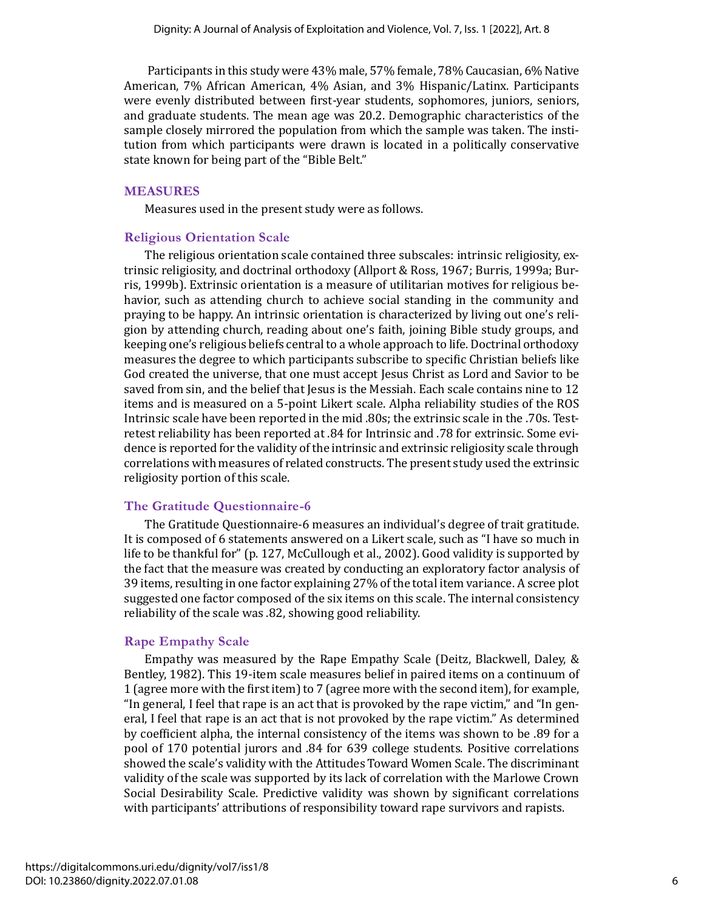Participants in this study were 43% male, 57% female, 78% Caucasian, 6% Native American, 7% African American, 4% Asian, and 3% Hispanic/Latinx. Participants were evenly distributed between first-year students, sophomores, juniors, seniors, and graduate students. The mean age was 20.2. Demographic characteristics of the sample closely mirrored the population from which the sample was taken. The institution from which participants were drawn is located in a politically conservative state known for being part of the "Bible Belt."

## MEASURES

Measures used in the present study were as follows.

### Religious Orientation Scale

The religious orientation scale contained three subscales: intrinsic religiosity, extrinsic religiosity, and doctrinal orthodoxy (Allport & Ross, 1967; Burris, 1999a; Burris, 1999b). Extrinsic orientation is a measure of utilitarian motives for religious behavior, such as attending church to achieve social standing in the community and praying to be happy. An intrinsic orientation is characterized by living out one's religion by attending church, reading about one's faith, joining Bible study groups, and keeping one's religious beliefs central to a whole approach to life. Doctrinal orthodoxy measures the degree to which participants subscribe to specific Christian beliefs like God created the universe, that one must accept Jesus Christ as Lord and Savior to be saved from sin, and the belief that Jesus is the Messiah. Each scale contains nine to 12 items and is measured on a 5-point Likert scale. Alpha reliability studies of the ROS Intrinsic scale have been reported in the mid .80s; the extrinsic scale in the .70s. Test-retest reliability has been reported at .84 for Intrinsic and .78 for extrinsic. Some evidence is reported for the validity of the intrinsic and extrinsic religiosity scale through correlations with measures of related constructs. The present study used the extrinsic religiosity portion of this scale.

### The Gratitude Questionnaire-6

The Gratitude Questionnaire-6 measures an individual's degree of trait gratitude. It is composed of 6 statements answered on a Likert scale, such as "I have so much in life to be thankful for" (p. 127, McCullough et al., 2002). Good validity is supported by the fact that the measure was created by conducting an exploratory factor analysis of 39 items, resulting in one factor explaining 27% of the total item variance. A scree plot suggested one factor composed of the six items on this scale. The internal consistency reliability of the scale was .82, showing good reliability.

### Rape Empathy Scale

Empathy was measured by the Rape Empathy Scale (Deitz, Blackwell, Daley, & Bentley, 1982). This 19-item scale measures belief in paired items on a continuum of 1 (agree more with the first item) to 7 (agree more with the second item), for example, "In general, I feel that rape is an act that is provoked by the rape victim," and "In general, I feel that rape is an act that is not provoked by the rape victim." As determined by coefficient alpha, the internal consistency of the items was shown to be .89 for a pool of 170 potential jurors and .84 for 639 college students. Positive correlations showed the scale's validity with the Attitudes Toward Women Scale. The discriminant validity of the scale was supported by its lack of correlation with the Marlowe Crown Social Desirability Scale. Predictive validity was shown by significant correlations with participants' attributions of responsibility toward rape survivors and rapists.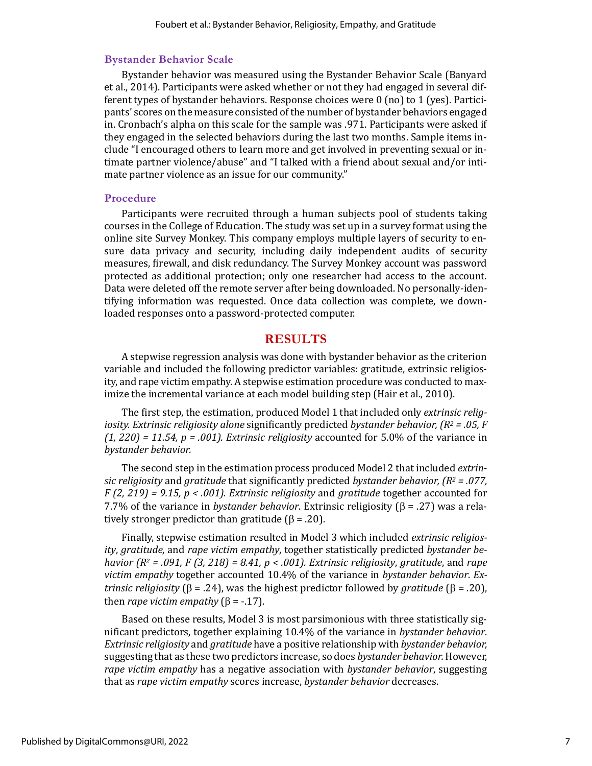### Bystander Behavior Scale

Bystander behavior was measured using the Bystander Behavior Scale (Banyard et al., 2014). Participants were asked whether or not they had engaged in several different types of bystander behaviors. Response choices were 0 (no) to 1 (yes). Participants' scores on the measure consisted of the number of bystander behaviors engaged in. Cronbach's alpha on this scale for the sample was .971. Participants were asked if they engaged in the selected behaviors during the last two months. Sample items include "I encouraged others to learn more and get involved in preventing sexual or intimate partner violence/abuse" and "I talked with a friend about sexual and/or intimate partner violence as an issue for our community."

### Procedure

Participants were recruited through a human subjects pool of students taking courses in the College of Education. The study was set up in a survey format using the online site Survey Monkey. This company employs multiple layers of security to ensure data privacy and security, including daily independent audits of security measures, firewall, and disk redundancy. The Survey Monkey account was password protected as additional protection; only one researcher had access to the account. Data were deleted off the remote server after being downloaded. No personally-identifying information was requested. Once data collection was complete, we downloaded responses onto a password-protected computer.

## RESULTS

A stepwise regression analysis was done with bystander behavior as the criterion variable and included the following predictor variables: gratitude, extrinsic religiosity, and rape victim empathy. A stepwise estimation procedure was conducted to maximize the incremental variance at each model building step (Hair et al., 2010).

The first step, the estimation, produced Model 1 that included only *extrinsic religiosity. Extrinsic religiosity alone* significantly predicted *bystander behavior, ($R^2 = .05$, $F (1, 220) = 11.54$, $p = .001$). Extrinsic religiosity* accounted for 5.0% of the variance in *bystander behavior.*

The second step in the estimation process produced Model 2 that included *extrinsic religiosity* and *gratitude* that significantly predicted *bystander behavior, ($R^2 = .077$, $F (2, 219) = 9.15$, $p < .001$). Extrinsic religiosity* and *gratitude* together accounted for 7.7% of the variance in *bystander behavior*. Extrinsic religiosity ($\beta = .27$) was a relatively stronger predictor than gratitude ($\beta = .20$).

Finally, stepwise estimation resulted in Model 3 which included *extrinsic religiosity*, *gratitude*, and *rape victim empathy*, together statistically predicted *bystander behavior ($R^2 = .091$, $F (3, 218) = 8.41$, $p < .001$). Extrinsic religiosity*, *gratitude*, and *rape victim empathy* together accounted 10.4% of the variance in *bystander behavior*. *Extrinsic religiosity* ($\beta = .24$), was the highest predictor followed by *gratitude* ($\beta = .20$), then *rape victim empathy* ($\beta = -.17$).

Based on these results, Model 3 is most parsimonious with three statistically significant predictors, together explaining 10.4% of the variance in *bystander behavior*. *Extrinsic religiosity* and *gratitude* have a positive relationship with *bystander behavior,* suggesting that as these two predictors increase, so does *bystander behavior.* However, *rape victim empathy* has a negative association with *bystander behavior*, suggesting that as *rape victim empathy* scores increase, *bystander behavior* decreases.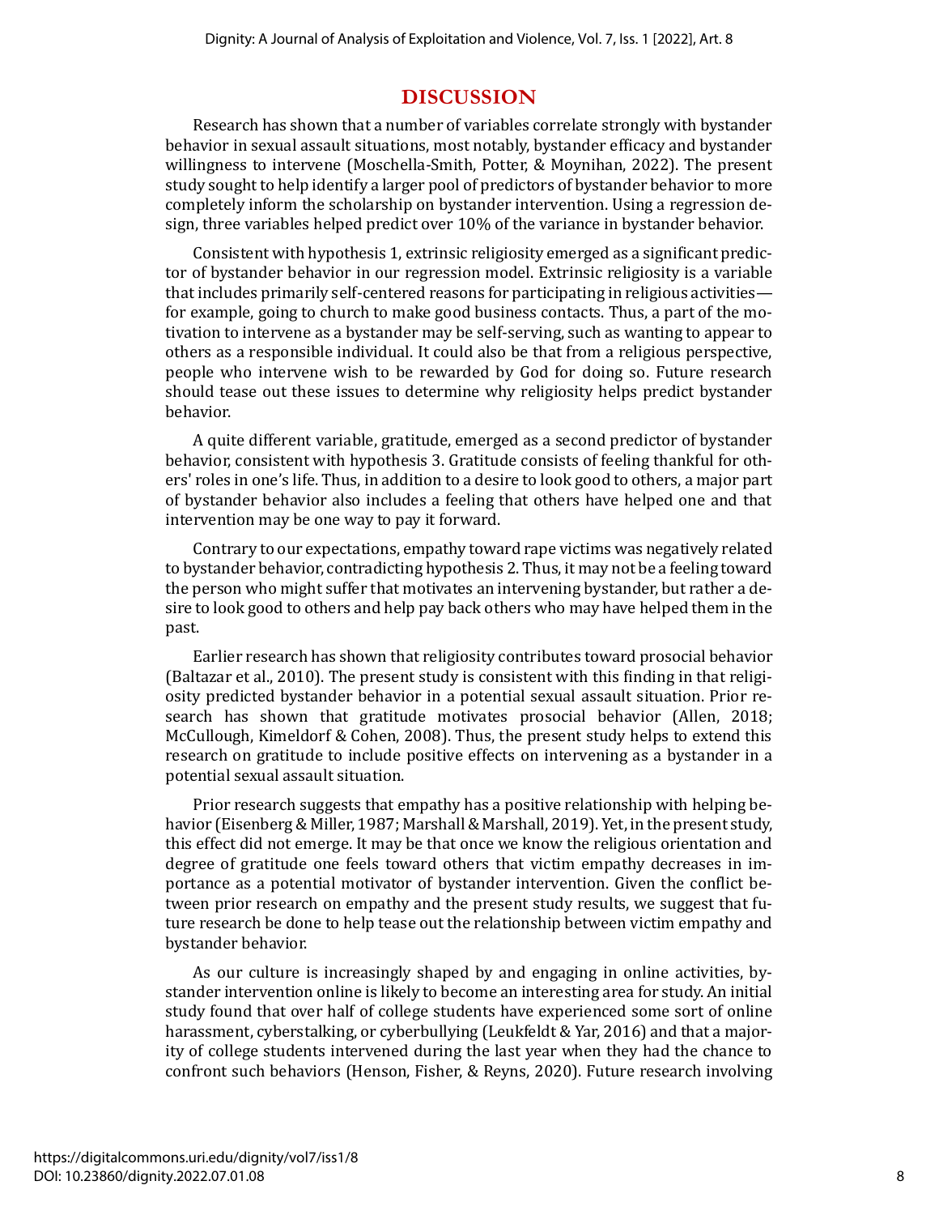## DISCUSSION

Research has shown that a number of variables correlate strongly with bystander behavior in sexual assault situations, most notably, bystander efficacy and bystander willingness to intervene (Moschella-Smith, Potter, & Moynihan, 2022). The present study sought to help identify a larger pool of predictors of bystander behavior to more completely inform the scholarship on bystander intervention. Using a regression design, three variables helped predict over 10% of the variance in bystander behavior.

Consistent with hypothesis 1, extrinsic religiosity emerged as a significant predictor of bystander behavior in our regression model. Extrinsic religiosity is a variable that includes primarily self-centered reasons for participating in religious activities—for example, going to church to make good business contacts. Thus, a part of the motivation to intervene as a bystander may be self-serving, such as wanting to appear to others as a responsible individual. It could also be that from a religious perspective, people who intervene wish to be rewarded by God for doing so. Future research should tease out these issues to determine why religiosity helps predict bystander behavior.

A quite different variable, gratitude, emerged as a second predictor of bystander behavior, consistent with hypothesis 3. Gratitude consists of feeling thankful for others' roles in one's life. Thus, in addition to a desire to look good to others, a major part of bystander behavior also includes a feeling that others have helped one and that intervention may be one way to pay it forward.

Contrary to our expectations, empathy toward rape victims was negatively related to bystander behavior, contradicting hypothesis 2. Thus, it may not be a feeling toward the person who might suffer that motivates an intervening bystander, but rather a desire to look good to others and help pay back others who may have helped them in the past.

Earlier research has shown that religiosity contributes toward prosocial behavior (Baltazar et al., 2010). The present study is consistent with this finding in that religiosity predicted bystander behavior in a potential sexual assault situation. Prior research has shown that gratitude motivates prosocial behavior (Allen, 2018; McCullough, Kimeldorf & Cohen, 2008). Thus, the present study helps to extend this research on gratitude to include positive effects on intervening as a bystander in a potential sexual assault situation.

Prior research suggests that empathy has a positive relationship with helping behavior (Eisenberg & Miller, 1987; Marshall & Marshall, 2019). Yet, in the present study, this effect did not emerge. It may be that once we know the religious orientation and degree of gratitude one feels toward others that victim empathy decreases in importance as a potential motivator of bystander intervention. Given the conflict between prior research on empathy and the present study results, we suggest that future research be done to help tease out the relationship between victim empathy and bystander behavior.

As our culture is increasingly shaped by and engaging in online activities, bystander intervention online is likely to become an interesting area for study. An initial study found that over half of college students have experienced some sort of online harassment, cyberstalking, or cyberbullying (Leukfeldt & Yar, 2016) and that a majority of college students intervened during the last year when they had the chance to confront such behaviors (Henson, Fisher, & Reyns, 2020). Future research involving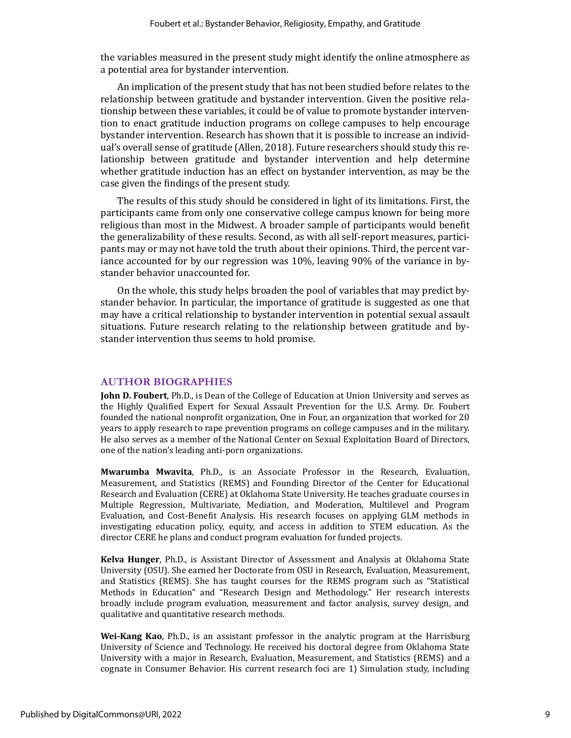the variables measured in the present study might identify the online atmosphere as a potential area for bystander intervention.

An implication of the present study that has not been studied before relates to the relationship between gratitude and bystander intervention. Given the positive relationship between these variables, it could be of value to promote bystander intervention to enact gratitude induction programs on college campuses to help encourage bystander intervention. Research has shown that it is possible to increase an individual's overall sense of gratitude (Allen, 2018). Future researchers should study this relationship between gratitude and bystander intervention and help determine whether gratitude induction has an effect on bystander intervention, as may be the case given the findings of the present study.

The results of this study should be considered in light of its limitations. First, the participants came from only one conservative college campus known for being more religious than most in the Midwest. A broader sample of participants would benefit the generalizability of these results. Second, as with all self-report measures, participants may or may not have told the truth about their opinions. Third, the percent variance accounted for by our regression was 10%, leaving 90% of the variance in bystander behavior unaccounted for.

On the whole, this study helps broaden the pool of variables that may predict bystander behavior. In particular, the importance of gratitude is suggested as one that may have a critical relationship to bystander intervention in potential sexual assault situations. Future research relating to the relationship between gratitude and bystander intervention thus seems to hold promise.

## AUTHOR BIOGRAPHIES

**John D. Foubert**, Ph.D., is Dean of the College of Education at Union University and serves as the Highly Qualified Expert for Sexual Assault Prevention for the U.S. Army. Dr. Foubert founded the national nonprofit organization, One in Four, an organization that worked for 20 years to apply research to rape prevention programs on college campuses and in the military. He also serves as a member of the National Center on Sexual Exploitation Board of Directors, one of the nation's leading anti-porn organizations.

**Mwarumba Mwavita**, Ph.D., is an Associate Professor in the Research, Evaluation, Measurement, and Statistics (REMS) and Founding Director of the Center for Educational Research and Evaluation (CERE) at Oklahoma State University. He teaches graduate courses in Multiple Regression, Multivariate, Mediation, and Moderation, Multilevel and Program Evaluation, and Cost-Benefit Analysis. His research focuses on applying GLM methods in investigating education policy, equity, and access in addition to STEM education. As the director CERE he plans and conduct program evaluation for funded projects.

**Kelva Hunger**, Ph.D., is Assistant Director of Assessment and Analysis at Oklahoma State University (OSU). She earned her Doctorate from OSU in Research, Evaluation, Measurement, and Statistics (REMS). She has taught courses for the REMS program such as "Statistical Methods in Education" and "Research Design and Methodology." Her research interests broadly include program evaluation, measurement and factor analysis, survey design, and qualitative and quantitative research methods.

**Wei-Kang Kao**, Ph.D., is an assistant professor in the analytic program at the Harrisburg University of Science and Technology. He received his doctoral degree from Oklahoma State University with a major in Research, Evaluation, Measurement, and Statistics (REMS) and a cognate in Consumer Behavior. His current research foci are 1) Simulation study, including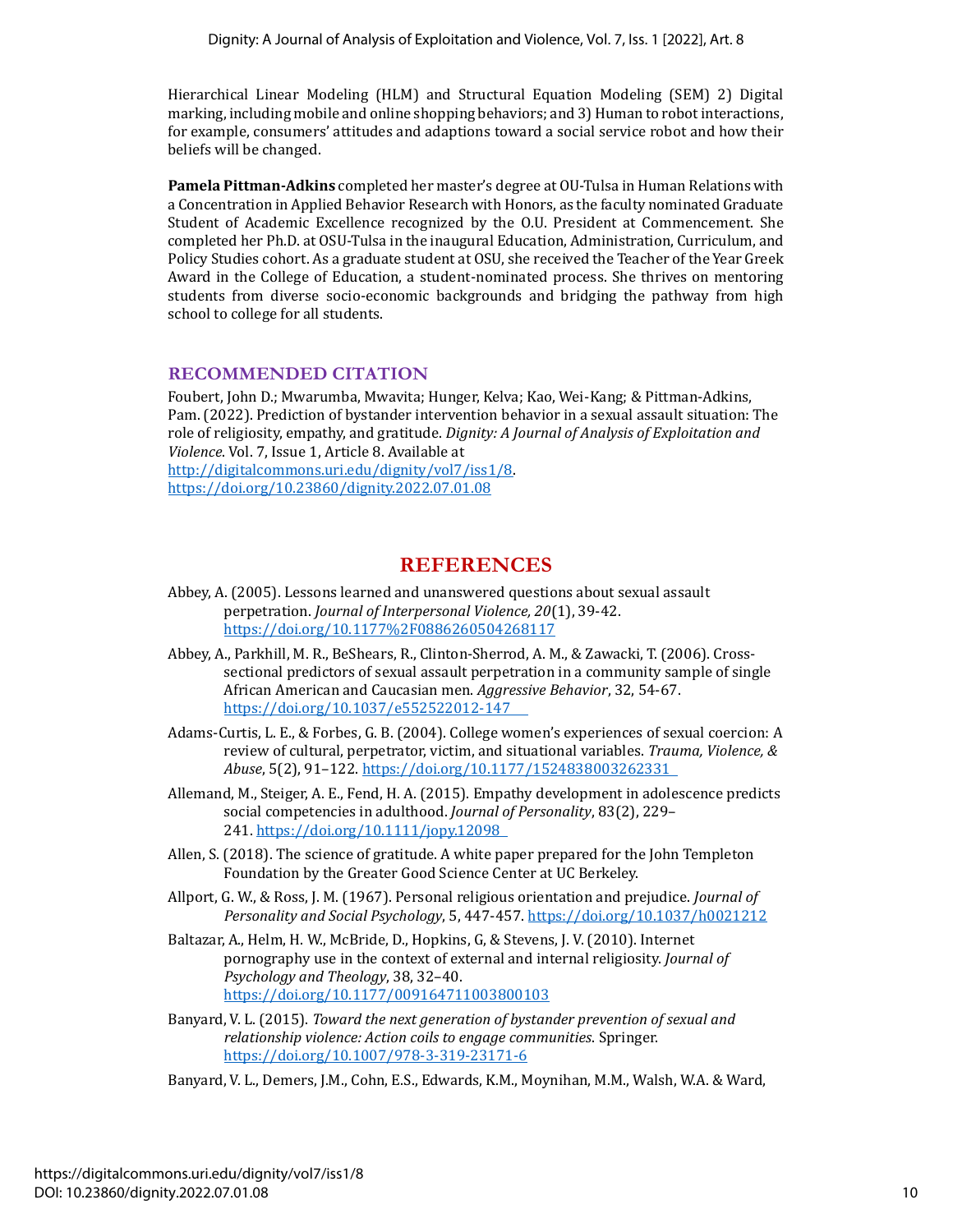Hierarchical Linear Modeling (HLM) and Structural Equation Modeling (SEM) 2) Digital marking, including mobile and online shopping behaviors; and 3) Human to robot interactions, for example, consumers' attitudes and adaptions toward a social service robot and how their beliefs will be changed.

**Pamela Pittman-Adkins** completed her master's degree at OU-Tulsa in Human Relations with a Concentration in Applied Behavior Research with Honors, as the faculty nominated Graduate Student of Academic Excellence recognized by the O.U. President at Commencement. She completed her Ph.D. at OSU-Tulsa in the inaugural Education, Administration, Curriculum, and Policy Studies cohort. As a graduate student at OSU, she received the Teacher of the Year Greek Award in the College of Education, a student-nominated process. She thrives on mentoring students from diverse socio-economic backgrounds and bridging the pathway from high school to college for all students.

## RECOMMENDED CITATION

Foubert, John D.; Mwarumba, Mwavita; Hunger, Kelva; Kao, Wei-Kang; & Pittman-Adkins, Pam. (2022). Prediction of bystander intervention behavior in a sexual assault situation: The role of religiosity, empathy, and gratitude. *Dignity: A Journal of Analysis of Exploitation and Violence*. Vol. 7, Issue 1, Article 8. Available at http://digitalcommons.uri.edu/dignity/vol7/iss1/8. https://doi.org/10.23860/dignity.2022.07.01.08

## REFERENCES

Abbey, A. (2005). Lessons learned and unanswered questions about sexual assault perpetration. *Journal of Interpersonal Violence, 20*(1), 39-42. https://doi.org/10.1177%2F0886260504268117

Abbey, A., Parkhill, M. R., BeShears, R., Clinton-Sherrod, A. M., & Zawacki, T. (2006). Cross-sectional predictors of sexual assault perpetration in a community sample of single African American and Caucasian men. *Aggressive Behavior*, 32, 54-67. https://doi.org/10.1037/e552522012-147

Adams-Curtis, L. E., & Forbes, G. B. (2004). College women's experiences of sexual coercion: A review of cultural, perpetrator, victim, and situational variables. *Trauma, Violence, & Abuse*, 5(2), 91–122. https://doi.org/10.1177/1524838003262331

Allemand, M., Steiger, A. E., Fend, H. A. (2015). Empathy development in adolescence predicts social competencies in adulthood. *Journal of Personality*, 83(2), 229–241. https://doi.org/10.1111/jopy.12098

Allen, S. (2018). The science of gratitude. A white paper prepared for the John Templeton Foundation by the Greater Good Science Center at UC Berkeley.

Allport, G. W., & Ross, J. M. (1967). Personal religious orientation and prejudice. *Journal of Personality and Social Psychology*, 5, 447-457. https://doi.org/10.1037/h0021212

Baltazar, A., Helm, H. W., McBride, D., Hopkins, G, & Stevens, J. V. (2010). Internet pornography use in the context of external and internal religiosity. *Journal of Psychology and Theology*, 38, 32–40. https://doi.org/10.1177/009164711003800103

Banyard, V. L. (2015). *Toward the next generation of bystander prevention of sexual and relationship violence: Action coils to engage communities.* Springer. https://doi.org/10.1007/978-3-319-23171-6

Banyard, V. L., Demers, J.M., Cohn, E.S., Edwards, K.M., Moynihan, M.M., Walsh, W.A. & Ward,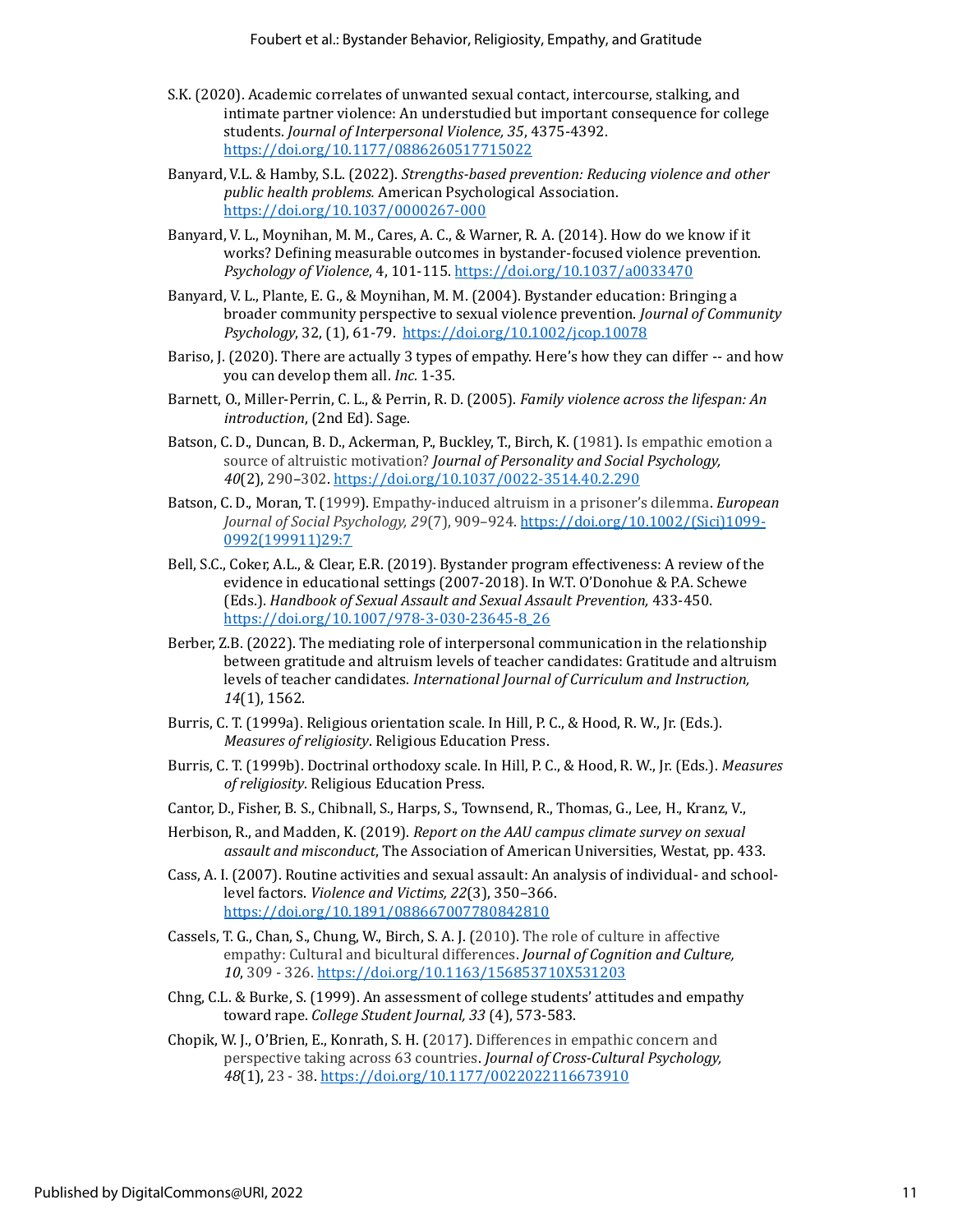S.K. (2020). Academic correlates of unwanted sexual contact, intercourse, stalking, and intimate partner violence: An understudied but important consequence for college students. *Journal of Interpersonal Violence, 35*, 4375-4392. https://doi.org/10.1177/0886260517715022

Banyard, V.L. & Hamby, S.L. (2022). *Strengths-based prevention: Reducing violence and other public health problems.* American Psychological Association. https://doi.org/10.1037/0000267-000

Banyard, V. L., Moynihan, M. M., Cares, A. C., & Warner, R. A. (2014). How do we know if it works? Defining measurable outcomes in bystander-focused violence prevention. *Psychology of Violence*, 4, 101-115. https://doi.org/10.1037/a0033470

Banyard, V. L., Plante, E. G., & Moynihan, M. M. (2004). Bystander education: Bringing a broader community perspective to sexual violence prevention. *Journal of Community Psychology*, 32, (1), 61-79. https://doi.org/10.1002/jcop.10078

Bariso, J. (2020). There are actually 3 types of empathy. Here's how they can differ -- and how you can develop them all. *Inc.* 1-35.

Barnett, O., Miller-Perrin, C. L., & Perrin, R. D. (2005). *Family violence across the lifespan: An introduction*, (2nd Ed). Sage.

Batson, C. D., Duncan, B. D., Ackerman, P., Buckley, T., Birch, K. (1981). Is empathic emotion a source of altruistic motivation? *Journal of Personality and Social Psychology, 40*(2), 290–302. https://doi.org/10.1037/0022-3514.40.2.290

Batson, C. D., Moran, T. (1999). Empathy-induced altruism in a prisoner's dilemma. *European Journal of Social Psychology, 29*(7), 909–924. https://doi.org/10.1002/(Sici)1099-0992(199911)29:7

Bell, S.C., Coker, A.L., & Clear, E.R. (2019). Bystander program effectiveness: A review of the evidence in educational settings (2007-2018). In W.T. O'Donohue & P.A. Schewe (Eds.). *Handbook of Sexual Assault and Sexual Assault Prevention,* 433-450. https://doi.org/10.1007/978-3-030-23645-8_26

Berber, Z.B. (2022). The mediating role of interpersonal communication in the relationship between gratitude and altruism levels of teacher candidates: Gratitude and altruism levels of teacher candidates. *International Journal of Curriculum and Instruction, 14*(1), 1562.

Burris, C. T. (1999a). Religious orientation scale. In Hill, P. C., & Hood, R. W., Jr. (Eds.). *Measures of religiosity*. Religious Education Press.

Burris, C. T. (1999b). Doctrinal orthodoxy scale. In Hill, P. C., & Hood, R. W., Jr. (Eds.). *Measures of religiosity*. Religious Education Press.

Cantor, D., Fisher, B. S., Chibnall, S., Harps, S., Townsend, R., Thomas, G., Lee, H., Kranz, V.,

Herbison, R., and Madden, K. (2019). *Report on the AAU campus climate survey on sexual assault and misconduct*, The Association of American Universities, Westat, pp. 433.

Cass, A. I. (2007). Routine activities and sexual assault: An analysis of individual- and school-level factors. *Violence and Victims, 22*(3), 350–366. https://doi.org/10.1891/088667007780842810

Cassels, T. G., Chan, S., Chung, W., Birch, S. A. J. (2010). The role of culture in affective empathy: Cultural and bicultural differences. *Journal of Cognition and Culture, 10*, 309 - 326. https://doi.org/10.1163/156853710X531203

Chng, C.L. & Burke, S. (1999). An assessment of college students' attitudes and empathy toward rape. *College Student Journal, 33* (4), 573-583.

Chopik, W. J., O'Brien, E., Konrath, S. H. (2017). Differences in empathic concern and perspective taking across 63 countries. *Journal of Cross-Cultural Psychology, 48*(1), 23 - 38. https://doi.org/10.1177/0022022116673910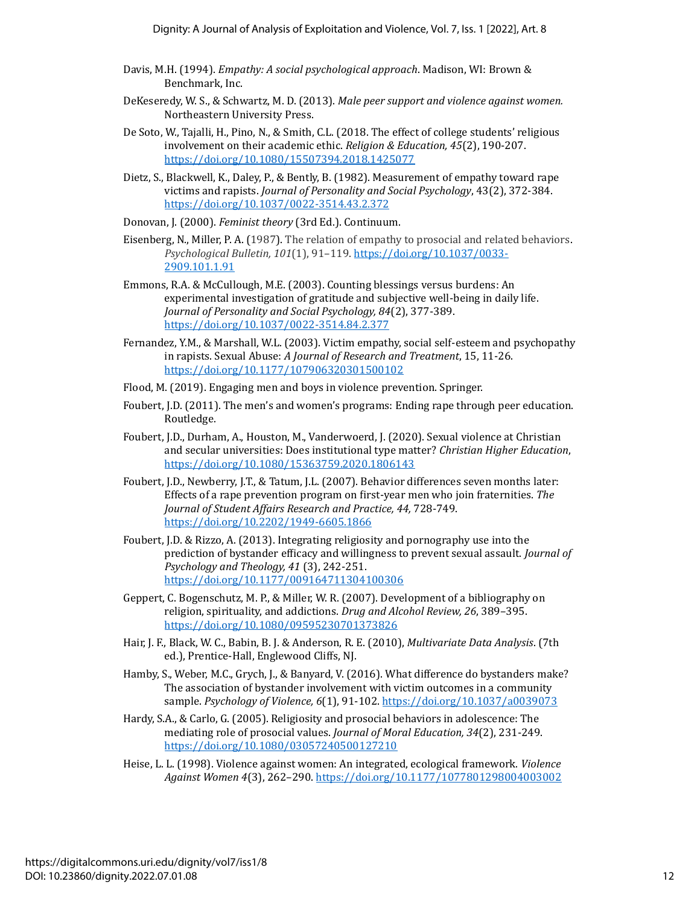Davis, M.H. (1994). *Empathy: A social psychological approach*. Madison, WI: Brown & Benchmark, Inc.

DeKeseredy, W. S., & Schwartz, M. D. (2013). *Male peer support and violence against women.* Northeastern University Press.

De Soto, W., Tajalli, H., Pino, N., & Smith, C.L. (2018. The effect of college students' religious involvement on their academic ethic. *Religion & Education, 45*(2), 190-207. https://doi.org/10.1080/15507394.2018.1425077

Dietz, S., Blackwell, K., Daley, P., & Bently, B. (1982). Measurement of empathy toward rape victims and rapists. *Journal of Personality and Social Psychology*, 43(2), 372-384. https://doi.org/10.1037/0022-3514.43.2.372

Donovan, J. (2000). *Feminist theory* (3rd Ed.). Continuum.

Eisenberg, N., Miller, P. A. (1987). The relation of empathy to prosocial and related behaviors. *Psychological Bulletin, 101*(1), 91–119. https://doi.org/10.1037/0033-2909.101.1.91

Emmons, R.A. & McCullough, M.E. (2003). Counting blessings versus burdens: An experimental investigation of gratitude and subjective well-being in daily life. *Journal of Personality and Social Psychology, 84*(2), 377-389. https://doi.org/10.1037/0022-3514.84.2.377

Fernandez, Y.M., & Marshall, W.L. (2003). Victim empathy, social self-esteem and psychopathy in rapists. Sexual Abuse: *A Journal of Research and Treatment*, 15, 11-26. https://doi.org/10.1177/107906320301500102

Flood, M. (2019). Engaging men and boys in violence prevention. Springer.

Foubert, J.D. (2011). The men's and women's programs: Ending rape through peer education. Routledge.

Foubert, J.D., Durham, A., Houston, M., Vanderwoerd, J. (2020). Sexual violence at Christian and secular universities: Does institutional type matter? *Christian Higher Education*, https://doi.org/10.1080/15363759.2020.1806143

Foubert, J.D., Newberry, J.T., & Tatum, J.L. (2007). Behavior differences seven months later: Effects of a rape prevention program on first-year men who join fraternities. *The Journal of Student Affairs Research and Practice, 44,* 728-749. https://doi.org/10.2202/1949-6605.1866

Foubert, J.D. & Rizzo, A. (2013). Integrating religiosity and pornography use into the prediction of bystander efficacy and willingness to prevent sexual assault. *Journal of Psychology and Theology, 41* (3), 242-251. https://doi.org/10.1177/009164711304100306

Geppert, C. Bogenschutz, M. P., & Miller, W. R. (2007). Development of a bibliography on religion, spirituality, and addictions. *Drug and Alcohol Review, 26*, 389–395. https://doi.org/10.1080/09595230701373826

Hair, J. F., Black, W. C., Babin, B. J. & Anderson, R. E. (2010), *Multivariate Data Analysis*. (7th ed.), Prentice-Hall, Englewood Cliffs, NJ.

Hamby, S., Weber, M.C., Grych, J., & Banyard, V. (2016). What difference do bystanders make? The association of bystander involvement with victim outcomes in a community sample. *Psychology of Violence, 6*(1), 91-102. https://doi.org/10.1037/a0039073

Hardy, S.A., & Carlo, G. (2005). Religiosity and prosocial behaviors in adolescence: The mediating role of prosocial values. *Journal of Moral Education, 34*(2), 231-249. https://doi.org/10.1080/03057240500127210

Heise, L. L. (1998). Violence against women: An integrated, ecological framework. *Violence Against Women 4*(3), 262–290. https://doi.org/10.1177/1077801298004003002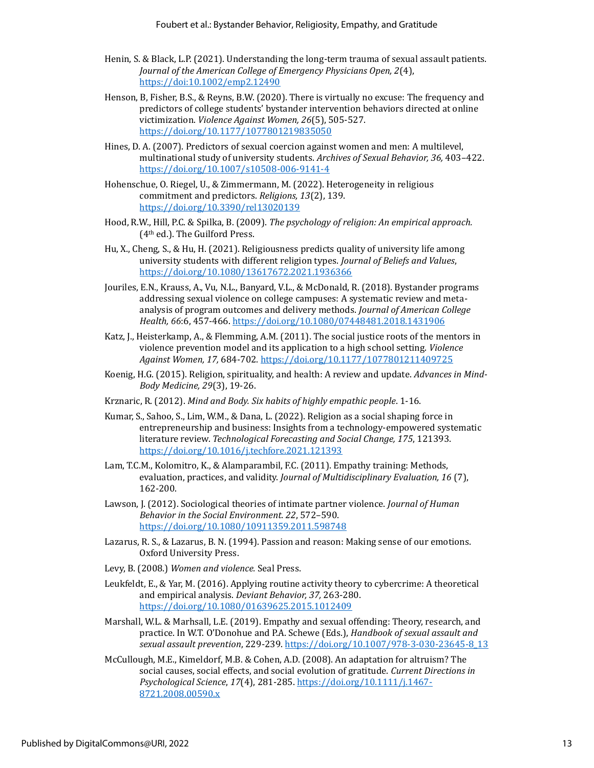Henin, S. & Black, L.P. (2021). Understanding the long-term trauma of sexual assault patients. *Journal of the American College of Emergency Physicians Open, 2*(4), https://doi:10.1002/emp2.12490

Henson, B, Fisher, B.S., & Reyns, B.W. (2020). There is virtually no excuse: The frequency and predictors of college students' bystander intervention behaviors directed at online victimization. *Violence Against Women, 26*(5), 505-527. https://doi.org/10.1177/1077801219835050

Hines, D. A. (2007). Predictors of sexual coercion against women and men: A multilevel, multinational study of university students. *Archives of Sexual Behavior, 36,* 403–422. https://doi.org/10.1007/s10508-006-9141-4

Hohenschue, O. Riegel, U., & Zimmermann, M. (2022). Heterogeneity in religious commitment and predictors. *Religions, 13*(2), 139. https://doi.org/10.3390/rel13020139

Hood, R.W., Hill, P.C. & Spilka, B. (2009). *The psychology of religion: An empirical approach.* (4th ed.). The Guilford Press.

Hu, X., Cheng, S., & Hu, H. (2021). Religiousness predicts quality of university life among university students with different religion types. *Journal of Beliefs and Values*, https://doi.org/10.1080/13617672.2021.1936366

Jouriles, E.N., Krauss, A., Vu, N.L., Banyard, V.L., & McDonald, R. (2018). Bystander programs addressing sexual violence on college campuses: A systematic review and meta-analysis of program outcomes and delivery methods. *Journal of American College Health, 66*:6, 457-466. https://doi.org/10.1080/07448481.2018.1431906

Katz, J., Heisterkamp, A., & Flemming, A.M. (2011). The social justice roots of the mentors in violence prevention model and its application to a high school setting. *Violence Against Women, 17,* 684-702. https://doi.org/10.1177/1077801211409725

Koenig, H.G. (2015). Religion, spirituality, and health: A review and update. *Advances in Mind-Body Medicine, 29*(3), 19-26.

Krznaric, R. (2012). *Mind and Body. Six habits of highly empathic people*. 1-16.

Kumar, S., Sahoo, S., Lim, W.M., & Dana, L. (2022). Religion as a social shaping force in entrepreneurship and business: Insights from a technology-empowered systematic literature review. *Technological Forecasting and Social Change, 175*, 121393. https://doi.org/10.1016/j.techfore.2021.121393

Lam, T.C.M., Kolomitro, K., & Alamparambil, F.C. (2011). Empathy training: Methods, evaluation, practices, and validity. *Journal of Multidisciplinary Evaluation, 16* (7), 162-200.

Lawson, J. (2012). Sociological theories of intimate partner violence. *Journal of Human Behavior in the Social Environment. 22*, 572–590. https://doi.org/10.1080/10911359.2011.598748

Lazarus, R. S., & Lazarus, B. N. (1994). Passion and reason: Making sense of our emotions. Oxford University Press.

Levy, B. (2008.) *Women and violence.* Seal Press.

Leukfeldt, E., & Yar, M. (2016). Applying routine activity theory to cybercrime: A theoretical and empirical analysis. *Deviant Behavior, 37,* 263-280. https://doi.org/10.1080/01639625.2015.1012409

Marshall, W.L. & Marhsall, L.E. (2019). Empathy and sexual offending: Theory, research, and practice. In W.T. O'Donohue and P.A. Schewe (Eds.), *Handbook of sexual assault and sexual assault prevention*, 229-239. https://doi.org/10.1007/978-3-030-23645-8_13

McCullough, M.E., Kimeldorf, M.B. & Cohen, A.D. (2008). An adaptation for altruism? The social causes, social effects, and social evolution of gratitude. *Current Directions in Psychological Science*, *17*(4), 281-285. https://doi.org/10.1111/j.1467-8721.2008.00590.x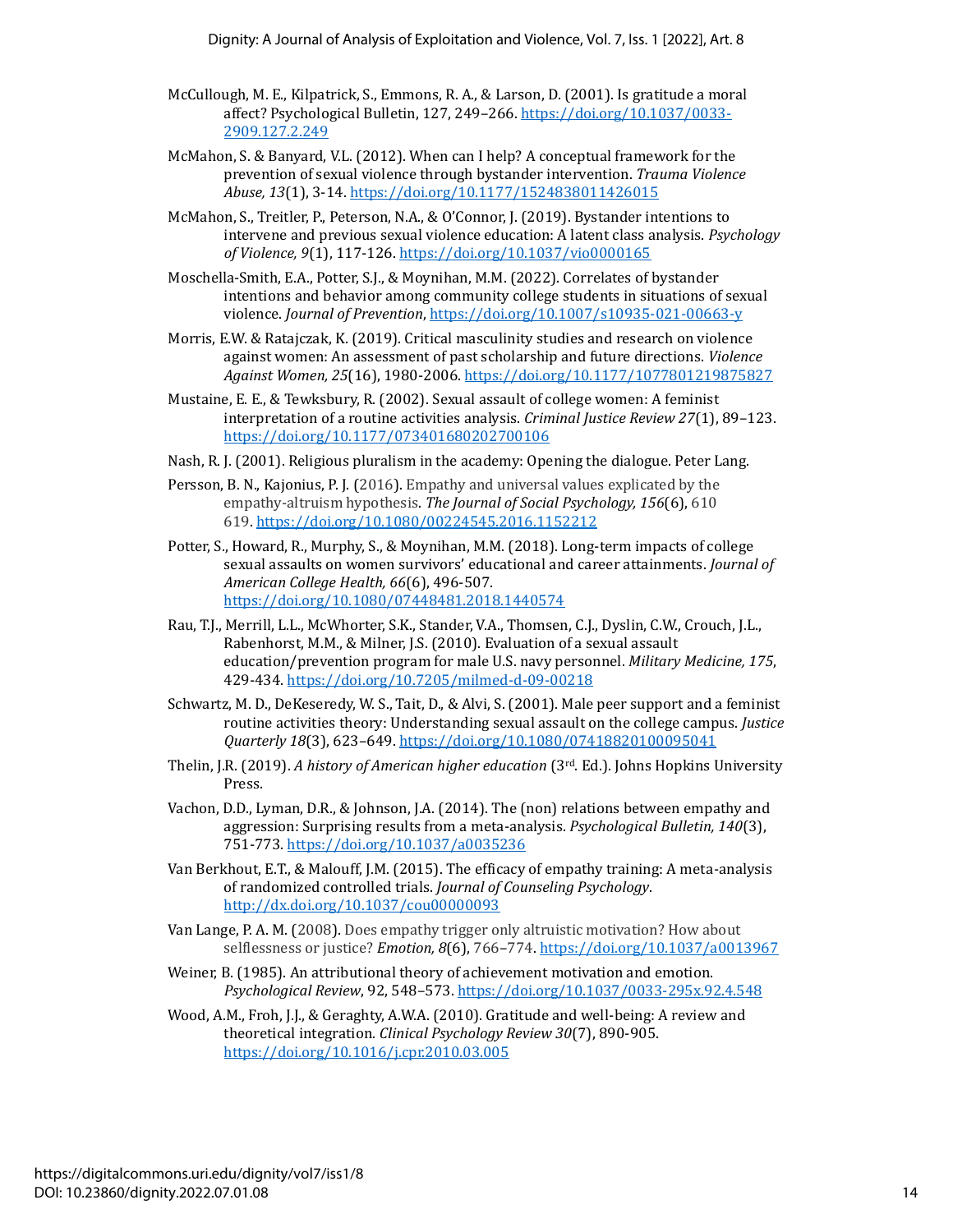McCullough, M. E., Kilpatrick, S., Emmons, R. A., & Larson, D. (2001). Is gratitude a moral affect? Psychological Bulletin, 127, 249–266. https://doi.org/10.1037/0033-2909.127.2.249

McMahon, S. & Banyard, V.L. (2012). When can I help? A conceptual framework for the prevention of sexual violence through bystander intervention. *Trauma Violence Abuse, 13*(1), 3-14. https://doi.org/10.1177/1524838011426015

McMahon, S., Treitler, P., Peterson, N.A., & O'Connor, J. (2019). Bystander intentions to intervene and previous sexual violence education: A latent class analysis. *Psychology of Violence, 9*(1), 117-126. https://doi.org/10.1037/vio0000165

Moschella-Smith, E.A., Potter, S.J., & Moynihan, M.M. (2022). Correlates of bystander intentions and behavior among community college students in situations of sexual violence. *Journal of Prevention*, https://doi.org/10.1007/s10935-021-00663-y

Morris, E.W. & Ratajczak, K. (2019). Critical masculinity studies and research on violence against women: An assessment of past scholarship and future directions. *Violence Against Women, 25*(16), 1980-2006. https://doi.org/10.1177/1077801219875827

Mustaine, E. E., & Tewksbury, R. (2002). Sexual assault of college women: A feminist interpretation of a routine activities analysis. *Criminal Justice Review 27*(1), 89–123. https://doi.org/10.1177/073401680202700106

Nash, R. J. (2001). Religious pluralism in the academy: Opening the dialogue. Peter Lang.

Persson, B. N., Kajonius, P. J. (2016). Empathy and universal values explicated by the empathy-altruism hypothesis. *The Journal of Social Psychology, 156*(6), 610 619. https://doi.org/10.1080/00224545.2016.1152212

Potter, S., Howard, R., Murphy, S., & Moynihan, M.M. (2018). Long-term impacts of college sexual assaults on women survivors' educational and career attainments. *Journal of American College Health, 66*(6), 496-507. https://doi.org/10.1080/07448481.2018.1440574

Rau, T.J., Merrill, L.L., McWhorter, S.K., Stander, V.A., Thomsen, C.J., Dyslin, C.W., Crouch, J.L., Rabenhorst, M.M., & Milner, J.S. (2010). Evaluation of a sexual assault education/prevention program for male U.S. navy personnel. *Military Medicine, 175*, 429-434. https://doi.org/10.7205/milmed-d-09-00218

Schwartz, M. D., DeKeseredy, W. S., Tait, D., & Alvi, S. (2001). Male peer support and a feminist routine activities theory: Understanding sexual assault on the college campus. *Justice Quarterly 18*(3), 623–649. https://doi.org/10.1080/07418820100095041

Thelin, J.R. (2019). *A history of American higher education* (3rd. Ed.). Johns Hopkins University Press.

Vachon, D.D., Lyman, D.R., & Johnson, J.A. (2014). The (non) relations between empathy and aggression: Surprising results from a meta-analysis. *Psychological Bulletin, 140*(3), 751-773. https://doi.org/10.1037/a0035236

Van Berkhout, E.T., & Malouff, J.M. (2015). The efficacy of empathy training: A meta-analysis of randomized controlled trials. *Journal of Counseling Psychology*. http://dx.doi.org/10.1037/cou00000093

Van Lange, P. A. M. (2008). Does empathy trigger only altruistic motivation? How about selflessness or justice? *Emotion, 8*(6), 766–774. https://doi.org/10.1037/a0013967

Weiner, B. (1985). An attributional theory of achievement motivation and emotion. *Psychological Review*, 92, 548–573. https://doi.org/10.1037/0033-295x.92.4.548

Wood, A.M., Froh, J.J., & Geraghty, A.W.A. (2010). Gratitude and well-being: A review and theoretical integration. *Clinical Psychology Review 30*(7), 890-905. https://doi.org/10.1016/j.cpr.2010.03.005